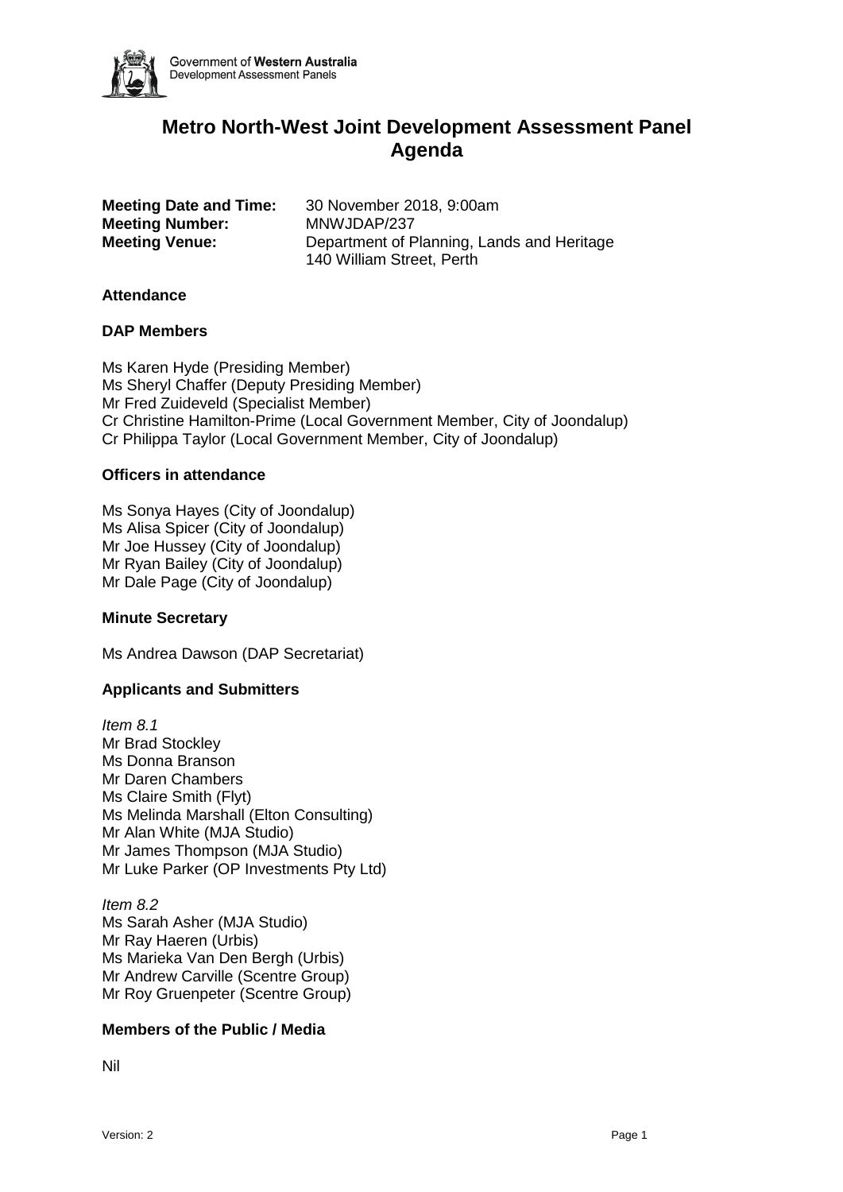Government of **Western Australia**
Development Assessment Panels

# Metro North-West Joint Development Assessment Panel Agenda

| | |
|---|---|
| **Meeting Date and Time:** | 30 November 2018, 9:00am |
| **Meeting Number:** | MNWJDAP/237 |
| **Meeting Venue:** | Department of Planning, Lands and Heritage<br>140 William Street, Perth |

### Attendance

### DAP Members

Ms Karen Hyde (Presiding Member)
Ms Sheryl Chaffer (Deputy Presiding Member)
Mr Fred Zuideveld (Specialist Member)
Cr Christine Hamilton-Prime (Local Government Member, City of Joondalup)
Cr Philippa Taylor (Local Government Member, City of Joondalup)

### Officers in attendance

Ms Sonya Hayes (City of Joondalup)
Ms Alisa Spicer (City of Joondalup)
Mr Joe Hussey (City of Joondalup)
Mr Ryan Bailey (City of Joondalup)
Mr Dale Page (City of Joondalup)

### Minute Secretary

Ms Andrea Dawson (DAP Secretariat)

### Applicants and Submitters

*Item 8.1*
Mr Brad Stockley
Ms Donna Branson
Mr Daren Chambers
Ms Claire Smith (Flyt)
Ms Melinda Marshall (Elton Consulting)
Mr Alan White (MJA Studio)
Mr James Thompson (MJA Studio)
Mr Luke Parker (OP Investments Pty Ltd)

*Item 8.2*
Ms Sarah Asher (MJA Studio)
Mr Ray Haeren (Urbis)
Ms Marieka Van Den Bergh (Urbis)
Mr Andrew Carville (Scentre Group)
Mr Roy Gruenpeter (Scentre Group)

### Members of the Public / Media

Nil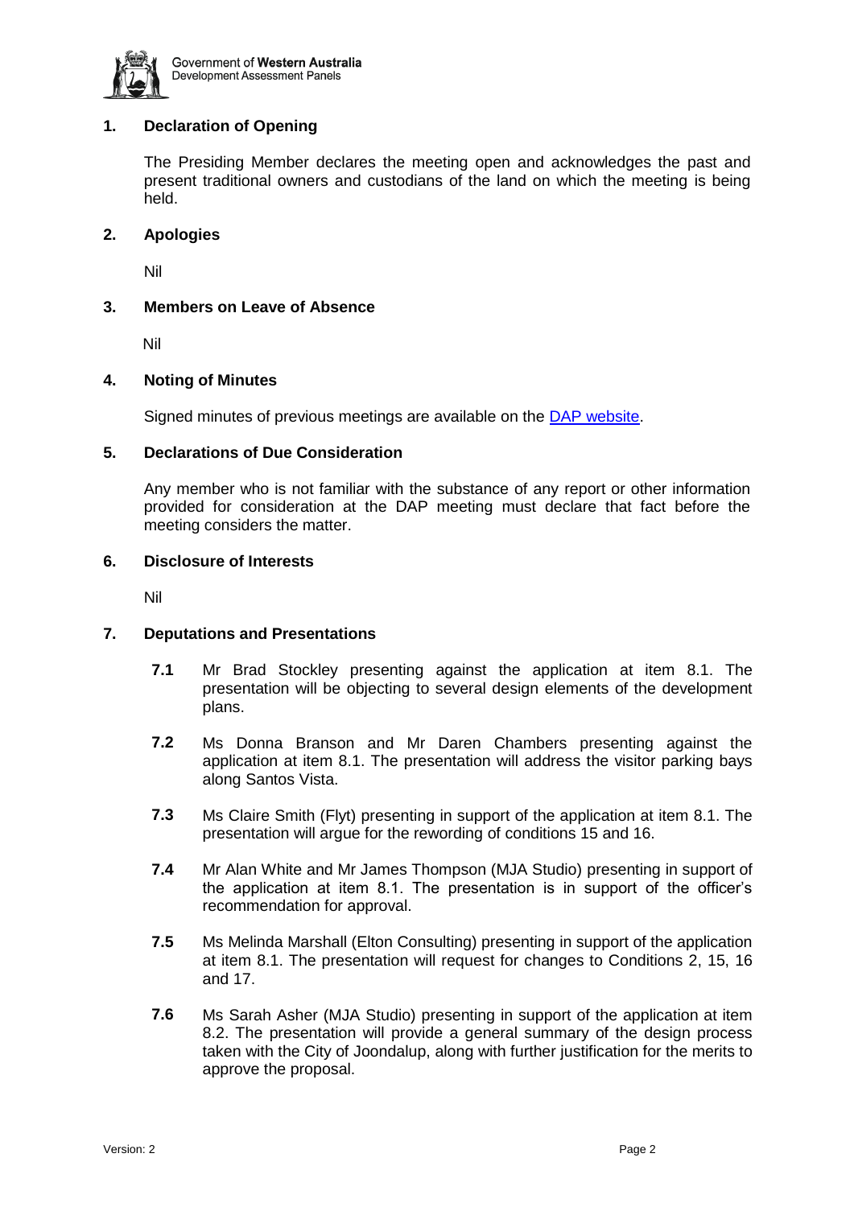## 1. Declaration of Opening

The Presiding Member declares the meeting open and acknowledges the past and present traditional owners and custodians of the land on which the meeting is being held.

## 2. Apologies

Nil

## 3. Members on Leave of Absence

Nil

## 4. Noting of Minutes

Signed minutes of previous meetings are available on the [DAP website](DAP website).

## 5. Declarations of Due Consideration

Any member who is not familiar with the substance of any report or other information provided for consideration at the DAP meeting must declare that fact before the meeting considers the matter.

## 6. Disclosure of Interests

Nil

## 7. Deputations and Presentations

**7.1** Mr Brad Stockley presenting against the application at item 8.1. The presentation will be objecting to several design elements of the development plans.

**7.2** Ms Donna Branson and Mr Daren Chambers presenting against the application at item 8.1. The presentation will address the visitor parking bays along Santos Vista.

**7.3** Ms Claire Smith (Flyt) presenting in support of the application at item 8.1. The presentation will argue for the rewording of conditions 15 and 16.

**7.4** Mr Alan White and Mr James Thompson (MJA Studio) presenting in support of the application at item 8.1. The presentation is in support of the officer's recommendation for approval.

**7.5** Ms Melinda Marshall (Elton Consulting) presenting in support of the application at item 8.1. The presentation will request for changes to Conditions 2, 15, 16 and 17.

**7.6** Ms Sarah Asher (MJA Studio) presenting in support of the application at item 8.2. The presentation will provide a general summary of the design process taken with the City of Joondalup, along with further justification for the merits to approve the proposal.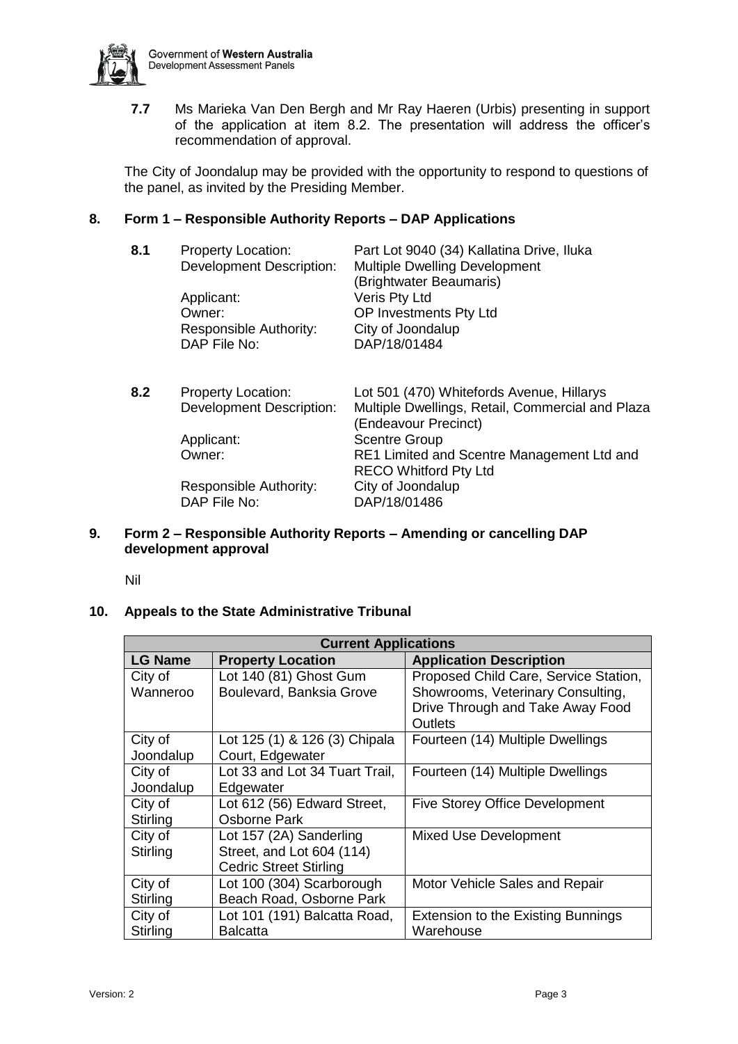**7.7** Ms Marieka Van Den Bergh and Mr Ray Haeren (Urbis) presenting in support of the application at item 8.2. The presentation will address the officer's recommendation of approval.

The City of Joondalup may be provided with the opportunity to respond to questions of the panel, as invited by the Presiding Member.

## 8. Form 1 – Responsible Authority Reports – DAP Applications

**8.1**

| | |
|---|---|
| Property Location: | Part Lot 9040 (34) Kallatina Drive, Iluka |
| Development Description: | Multiple Dwelling Development (Brightwater Beaumaris) |
| Applicant: | Veris Pty Ltd |
| Owner: | OP Investments Pty Ltd |
| Responsible Authority: | City of Joondalup |
| DAP File No: | DAP/18/01484 |

**8.2**

| | |
|---|---|
| Property Location: | Lot 501 (470) Whitefords Avenue, Hillarys |
| Development Description: | Multiple Dwellings, Retail, Commercial and Plaza (Endeavour Precinct) |
| Applicant: | Scentre Group |
| Owner: | RE1 Limited and Scentre Management Ltd and RECO Whitford Pty Ltd |
| Responsible Authority: | City of Joondalup |
| DAP File No: | DAP/18/01486 |

## 9. Form 2 – Responsible Authority Reports – Amending or cancelling DAP development approval

Nil

## 10. Appeals to the State Administrative Tribunal

| Current Applications | | |
|---|---|---|
| **LG Name** | **Property Location** | **Application Description** |
| City of Wanneroo | Lot 140 (81) Ghost Gum Boulevard, Banksia Grove | Proposed Child Care, Service Station, Showrooms, Veterinary Consulting, Drive Through and Take Away Food Outlets |
| City of Joondalup | Lot 125 (1) & 126 (3) Chipala Court, Edgewater | Fourteen (14) Multiple Dwellings |
| City of Joondalup | Lot 33 and Lot 34 Tuart Trail, Edgewater | Fourteen (14) Multiple Dwellings |
| City of Stirling | Lot 612 (56) Edward Street, Osborne Park | Five Storey Office Development |
| City of Stirling | Lot 157 (2A) Sanderling Street, and Lot 604 (114) Cedric Street Stirling | Mixed Use Development |
| City of Stirling | Lot 100 (304) Scarborough Beach Road, Osborne Park | Motor Vehicle Sales and Repair |
| City of Stirling | Lot 101 (191) Balcatta Road, Balcatta | Extension to the Existing Bunnings Warehouse |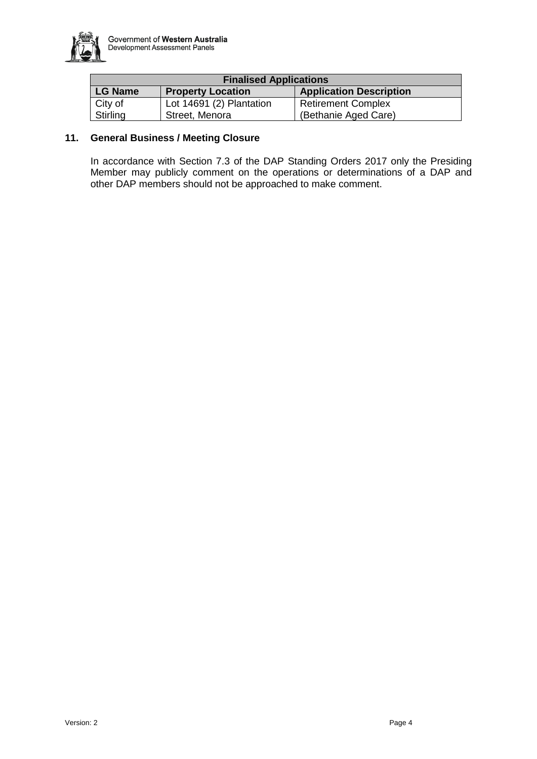| Finalised Applications | | |
|---|---|---|
| **LG Name** | **Property Location** | **Application Description** |
| City of Stirling | Lot 14691 (2) Plantation Street, Menora | Retirement Complex (Bethanie Aged Care) |

## 11. General Business / Meeting Closure

In accordance with Section 7.3 of the DAP Standing Orders 2017 only the Presiding Member may publicly comment on the operations or determinations of a DAP and other DAP members should not be approached to make comment.